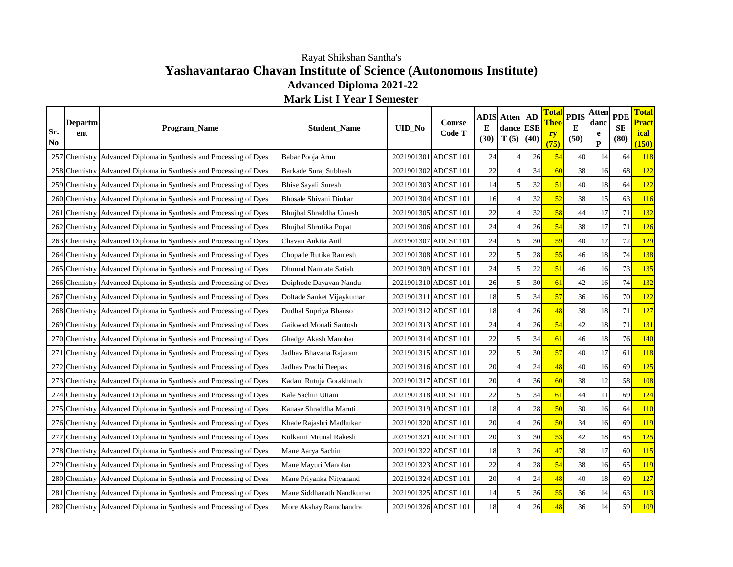Rayat Shikshan Santha's

# Yashavantarao Chavan Institute of Science (Autonomous Institute)

## Advanced Diploma 2021-22

## Mark List I Year I Semester

| Sr. No | Department | Program_Name | Student_Name | UID_No | Course Code T | ADISE (30) | Attendance T (5) | AD ESE (40) | Total Theory (75) | PDISE (50) | Attendance P | PDESE (80) | Total Practical (150) |
|---|---|---|---|---|---|---|---|---|---|---|---|---|---|
| 257 | Chemistry | Advanced Diploma in Synthesis and Processing of Dyes | Babar Pooja Arun | 2021901301 | ADCST 101 | 24 | 4 | 26 | 54 | 40 | 14 | 64 | 118 |
| 258 | Chemistry | Advanced Diploma in Synthesis and Processing of Dyes | Barkade Suraj Subhash | 2021901302 | ADCST 101 | 22 | 4 | 34 | 60 | 38 | 16 | 68 | 122 |
| 259 | Chemistry | Advanced Diploma in Synthesis and Processing of Dyes | Bhise Sayali Suresh | 2021901303 | ADCST 101 | 14 | 5 | 32 | 51 | 40 | 18 | 64 | 122 |
| 260 | Chemistry | Advanced Diploma in Synthesis and Processing of Dyes | Bhosale Shivani Dinkar | 2021901304 | ADCST 101 | 16 | 4 | 32 | 52 | 38 | 15 | 63 | 116 |
| 261 | Chemistry | Advanced Diploma in Synthesis and Processing of Dyes | Bhujbal Shraddha Umesh | 2021901305 | ADCST 101 | 22 | 4 | 32 | 58 | 44 | 17 | 71 | 132 |
| 262 | Chemistry | Advanced Diploma in Synthesis and Processing of Dyes | Bhujbal Shrutika Popat | 2021901306 | ADCST 101 | 24 | 4 | 26 | 54 | 38 | 17 | 71 | 126 |
| 263 | Chemistry | Advanced Diploma in Synthesis and Processing of Dyes | Chavan Ankita Anil | 2021901307 | ADCST 101 | 24 | 5 | 30 | 59 | 40 | 17 | 72 | 129 |
| 264 | Chemistry | Advanced Diploma in Synthesis and Processing of Dyes | Chopade Rutika Ramesh | 2021901308 | ADCST 101 | 22 | 5 | 28 | 55 | 46 | 18 | 74 | 138 |
| 265 | Chemistry | Advanced Diploma in Synthesis and Processing of Dyes | Dhumal Namrata Satish | 2021901309 | ADCST 101 | 24 | 5 | 22 | 51 | 46 | 16 | 73 | 135 |
| 266 | Chemistry | Advanced Diploma in Synthesis and Processing of Dyes | Doiphode Dayavan Nandu | 2021901310 | ADCST 101 | 26 | 5 | 30 | 61 | 42 | 16 | 74 | 132 |
| 267 | Chemistry | Advanced Diploma in Synthesis and Processing of Dyes | Doltade Sanket Vijaykumar | 2021901311 | ADCST 101 | 18 | 5 | 34 | 57 | 36 | 16 | 70 | 122 |
| 268 | Chemistry | Advanced Diploma in Synthesis and Processing of Dyes | Dudhal Supriya Bhauso | 2021901312 | ADCST 101 | 18 | 4 | 26 | 48 | 38 | 18 | 71 | 127 |
| 269 | Chemistry | Advanced Diploma in Synthesis and Processing of Dyes | Gaikwad Monali Santosh | 2021901313 | ADCST 101 | 24 | 4 | 26 | 54 | 42 | 18 | 71 | 131 |
| 270 | Chemistry | Advanced Diploma in Synthesis and Processing of Dyes | Ghadge Akash Manohar | 2021901314 | ADCST 101 | 22 | 5 | 34 | 61 | 46 | 18 | 76 | 140 |
| 271 | Chemistry | Advanced Diploma in Synthesis and Processing of Dyes | Jadhav Bhavana Rajaram | 2021901315 | ADCST 101 | 22 | 5 | 30 | 57 | 40 | 17 | 61 | 118 |
| 272 | Chemistry | Advanced Diploma in Synthesis and Processing of Dyes | Jadhav Prachi Deepak | 2021901316 | ADCST 101 | 20 | 4 | 24 | 48 | 40 | 16 | 69 | 125 |
| 273 | Chemistry | Advanced Diploma in Synthesis and Processing of Dyes | Kadam Rutuja Gorakhnath | 2021901317 | ADCST 101 | 20 | 4 | 36 | 60 | 38 | 12 | 58 | 108 |
| 274 | Chemistry | Advanced Diploma in Synthesis and Processing of Dyes | Kale Sachin Uttam | 2021901318 | ADCST 101 | 22 | 5 | 34 | 61 | 44 | 11 | 69 | 124 |
| 275 | Chemistry | Advanced Diploma in Synthesis and Processing of Dyes | Kanase Shraddha Maruti | 2021901319 | ADCST 101 | 18 | 4 | 28 | 50 | 30 | 16 | 64 | 110 |
| 276 | Chemistry | Advanced Diploma in Synthesis and Processing of Dyes | Khade Rajashri Madhukar | 2021901320 | ADCST 101 | 20 | 4 | 26 | 50 | 34 | 16 | 69 | 119 |
| 277 | Chemistry | Advanced Diploma in Synthesis and Processing of Dyes | Kulkarni Mrunal Rakesh | 2021901321 | ADCST 101 | 20 | 3 | 30 | 53 | 42 | 18 | 65 | 125 |
| 278 | Chemistry | Advanced Diploma in Synthesis and Processing of Dyes | Mane Aarya Sachin | 2021901322 | ADCST 101 | 18 | 3 | 26 | 47 | 38 | 17 | 60 | 115 |
| 279 | Chemistry | Advanced Diploma in Synthesis and Processing of Dyes | Mane Mayuri Manohar | 2021901323 | ADCST 101 | 22 | 4 | 28 | 54 | 38 | 16 | 65 | 119 |
| 280 | Chemistry | Advanced Diploma in Synthesis and Processing of Dyes | Mane Priyanka Nityanand | 2021901324 | ADCST 101 | 20 | 4 | 24 | 48 | 40 | 18 | 69 | 127 |
| 281 | Chemistry | Advanced Diploma in Synthesis and Processing of Dyes | Mane Siddhanath Nandkumar | 2021901325 | ADCST 101 | 14 | 5 | 36 | 55 | 36 | 14 | 63 | 113 |
| 282 | Chemistry | Advanced Diploma in Synthesis and Processing of Dyes | More Akshay Ramchandra | 2021901326 | ADCST 101 | 18 | 4 | 26 | 48 | 36 | 14 | 59 | 109 |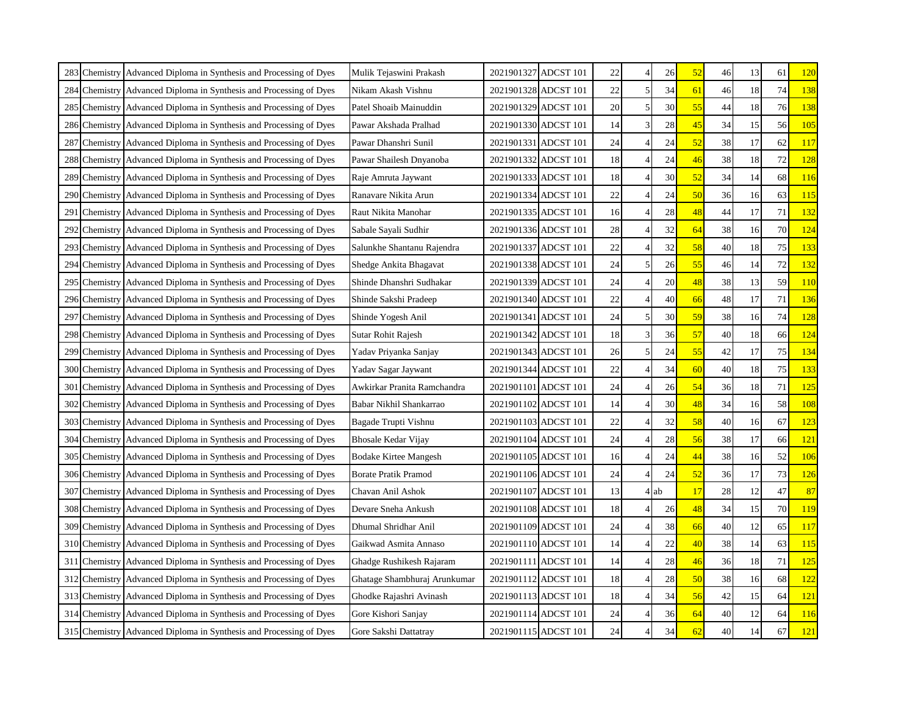| | | | | | | | | | | | | | |
|---|---|---|---|---|---|---|---|---|---|---|---|---|---|
| 283 | Chemistry | Advanced Diploma in Synthesis and Processing of Dyes | Mulik Tejaswini Prakash | 2021901327 | ADCST 101 | 22 | 4 | 26 | 52 | 46 | 13 | 61 | 120 |
| 284 | Chemistry | Advanced Diploma in Synthesis and Processing of Dyes | Nikam Akash Vishnu | 2021901328 | ADCST 101 | 22 | 5 | 34 | 61 | 46 | 18 | 74 | 138 |
| 285 | Chemistry | Advanced Diploma in Synthesis and Processing of Dyes | Patel Shoaib Mainuddin | 2021901329 | ADCST 101 | 20 | 5 | 30 | 55 | 44 | 18 | 76 | 138 |
| 286 | Chemistry | Advanced Diploma in Synthesis and Processing of Dyes | Pawar Akshada Pralhad | 2021901330 | ADCST 101 | 14 | 3 | 28 | 45 | 34 | 15 | 56 | 105 |
| 287 | Chemistry | Advanced Diploma in Synthesis and Processing of Dyes | Pawar Dhanshri Sunil | 2021901331 | ADCST 101 | 24 | 4 | 24 | 52 | 38 | 17 | 62 | 117 |
| 288 | Chemistry | Advanced Diploma in Synthesis and Processing of Dyes | Pawar Shailesh Dnyanoba | 2021901332 | ADCST 101 | 18 | 4 | 24 | 46 | 38 | 18 | 72 | 128 |
| 289 | Chemistry | Advanced Diploma in Synthesis and Processing of Dyes | Raje Amruta Jaywant | 2021901333 | ADCST 101 | 18 | 4 | 30 | 52 | 34 | 14 | 68 | 116 |
| 290 | Chemistry | Advanced Diploma in Synthesis and Processing of Dyes | Ranavare Nikita Arun | 2021901334 | ADCST 101 | 22 | 4 | 24 | 50 | 36 | 16 | 63 | 115 |
| 291 | Chemistry | Advanced Diploma in Synthesis and Processing of Dyes | Raut Nikita Manohar | 2021901335 | ADCST 101 | 16 | 4 | 28 | 48 | 44 | 17 | 71 | 132 |
| 292 | Chemistry | Advanced Diploma in Synthesis and Processing of Dyes | Sabale Sayali Sudhir | 2021901336 | ADCST 101 | 28 | 4 | 32 | 64 | 38 | 16 | 70 | 124 |
| 293 | Chemistry | Advanced Diploma in Synthesis and Processing of Dyes | Salunkhe Shantanu Rajendra | 2021901337 | ADCST 101 | 22 | 4 | 32 | 58 | 40 | 18 | 75 | 133 |
| 294 | Chemistry | Advanced Diploma in Synthesis and Processing of Dyes | Shedge Ankita Bhagavat | 2021901338 | ADCST 101 | 24 | 5 | 26 | 55 | 46 | 14 | 72 | 132 |
| 295 | Chemistry | Advanced Diploma in Synthesis and Processing of Dyes | Shinde Dhanshri Sudhakar | 2021901339 | ADCST 101 | 24 | 4 | 20 | 48 | 38 | 13 | 59 | 110 |
| 296 | Chemistry | Advanced Diploma in Synthesis and Processing of Dyes | Shinde Sakshi Pradeep | 2021901340 | ADCST 101 | 22 | 4 | 40 | 66 | 48 | 17 | 71 | 136 |
| 297 | Chemistry | Advanced Diploma in Synthesis and Processing of Dyes | Shinde Yogesh Anil | 2021901341 | ADCST 101 | 24 | 5 | 30 | 59 | 38 | 16 | 74 | 128 |
| 298 | Chemistry | Advanced Diploma in Synthesis and Processing of Dyes | Sutar Rohit Rajesh | 2021901342 | ADCST 101 | 18 | 3 | 36 | 57 | 40 | 18 | 66 | 124 |
| 299 | Chemistry | Advanced Diploma in Synthesis and Processing of Dyes | Yadav Priyanka Sanjay | 2021901343 | ADCST 101 | 26 | 5 | 24 | 55 | 42 | 17 | 75 | 134 |
| 300 | Chemistry | Advanced Diploma in Synthesis and Processing of Dyes | Yadav Sagar Jaywant | 2021901344 | ADCST 101 | 22 | 4 | 34 | 60 | 40 | 18 | 75 | 133 |
| 301 | Chemistry | Advanced Diploma in Synthesis and Processing of Dyes | Awkirkar Pranita Ramchandra | 2021901101 | ADCST 101 | 24 | 4 | 26 | 54 | 36 | 18 | 71 | 125 |
| 302 | Chemistry | Advanced Diploma in Synthesis and Processing of Dyes | Babar Nikhil Shankarrao | 2021901102 | ADCST 101 | 14 | 4 | 30 | 48 | 34 | 16 | 58 | 108 |
| 303 | Chemistry | Advanced Diploma in Synthesis and Processing of Dyes | Bagade Trupti Vishnu | 2021901103 | ADCST 101 | 22 | 4 | 32 | 58 | 40 | 16 | 67 | 123 |
| 304 | Chemistry | Advanced Diploma in Synthesis and Processing of Dyes | Bhosale Kedar Vijay | 2021901104 | ADCST 101 | 24 | 4 | 28 | 56 | 38 | 17 | 66 | 121 |
| 305 | Chemistry | Advanced Diploma in Synthesis and Processing of Dyes | Bodake Kirtee Mangesh | 2021901105 | ADCST 101 | 16 | 4 | 24 | 44 | 38 | 16 | 52 | 106 |
| 306 | Chemistry | Advanced Diploma in Synthesis and Processing of Dyes | Borate Pratik Pramod | 2021901106 | ADCST 101 | 24 | 4 | 24 | 52 | 36 | 17 | 73 | 126 |
| 307 | Chemistry | Advanced Diploma in Synthesis and Processing of Dyes | Chavan Anil Ashok | 2021901107 | ADCST 101 | 13 | 4 | ab | 17 | 28 | 12 | 47 | 87 |
| 308 | Chemistry | Advanced Diploma in Synthesis and Processing of Dyes | Devare Sneha Ankush | 2021901108 | ADCST 101 | 18 | 4 | 26 | 48 | 34 | 15 | 70 | 119 |
| 309 | Chemistry | Advanced Diploma in Synthesis and Processing of Dyes | Dhumal Shridhar Anil | 2021901109 | ADCST 101 | 24 | 4 | 38 | 66 | 40 | 12 | 65 | 117 |
| 310 | Chemistry | Advanced Diploma in Synthesis and Processing of Dyes | Gaikwad Asmita Annaso | 2021901110 | ADCST 101 | 14 | 4 | 22 | 40 | 38 | 14 | 63 | 115 |
| 311 | Chemistry | Advanced Diploma in Synthesis and Processing of Dyes | Ghadge Rushikesh Rajaram | 2021901111 | ADCST 101 | 14 | 4 | 28 | 46 | 36 | 18 | 71 | 125 |
| 312 | Chemistry | Advanced Diploma in Synthesis and Processing of Dyes | Ghatage Shambhuraj Arunkumar | 2021901112 | ADCST 101 | 18 | 4 | 28 | 50 | 38 | 16 | 68 | 122 |
| 313 | Chemistry | Advanced Diploma in Synthesis and Processing of Dyes | Ghodke Rajashri Avinash | 2021901113 | ADCST 101 | 18 | 4 | 34 | 56 | 42 | 15 | 64 | 121 |
| 314 | Chemistry | Advanced Diploma in Synthesis and Processing of Dyes | Gore Kishori Sanjay | 2021901114 | ADCST 101 | 24 | 4 | 36 | 64 | 40 | 12 | 64 | 116 |
| 315 | Chemistry | Advanced Diploma in Synthesis and Processing of Dyes | Gore Sakshi Dattatray | 2021901115 | ADCST 101 | 24 | 4 | 34 | 62 | 40 | 14 | 67 | 121 |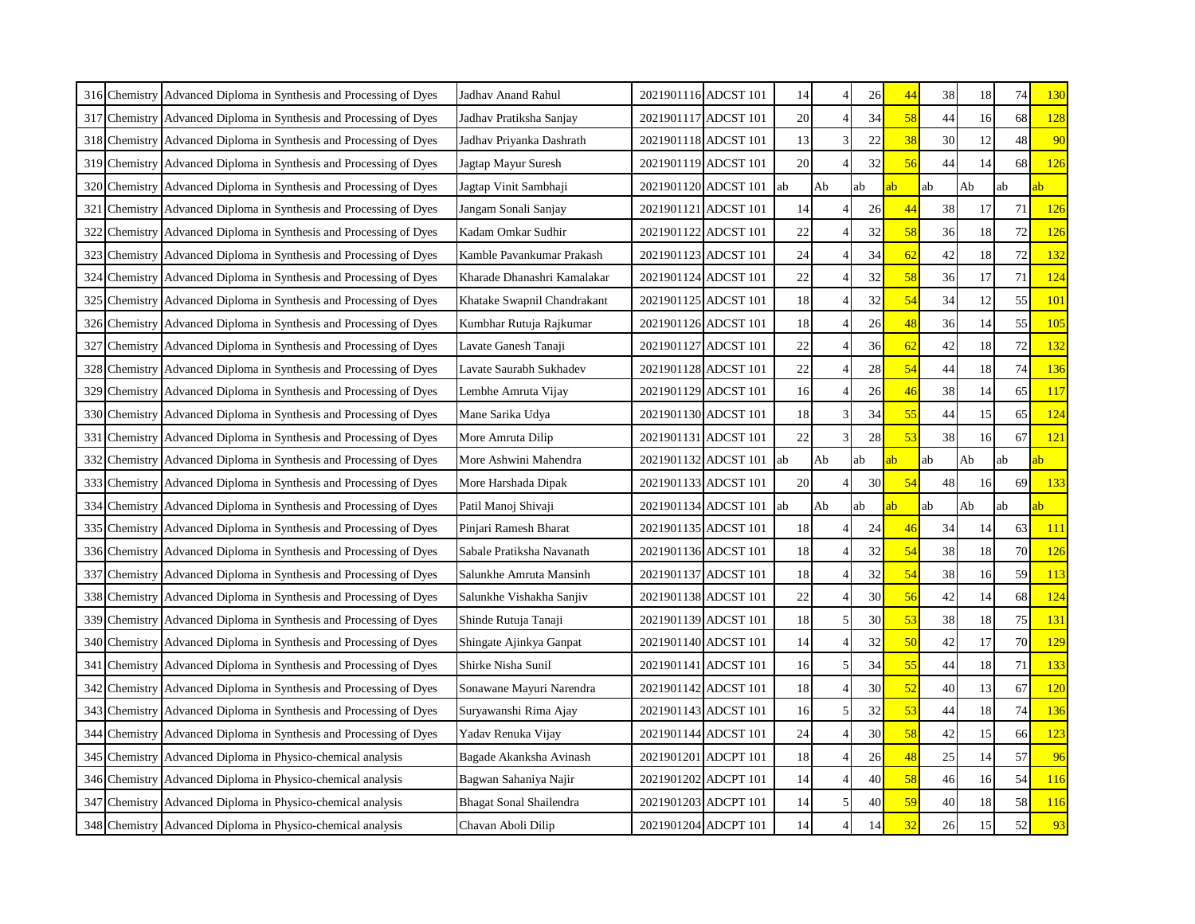| | | | | | | | | | | | | | |
|---|---|---|---|---|---|---|---|---|---|---|---|---|---|
| 316 | Chemistry | Advanced Diploma in Synthesis and Processing of Dyes | Jadhav Anand Rahul | 2021901116 | ADCST 101 | 14 | 4 | 26 | 44 | 38 | 18 | 74 | 130 |
| 317 | Chemistry | Advanced Diploma in Synthesis and Processing of Dyes | Jadhav Pratiksha Sanjay | 2021901117 | ADCST 101 | 20 | 4 | 34 | 58 | 44 | 16 | 68 | 128 |
| 318 | Chemistry | Advanced Diploma in Synthesis and Processing of Dyes | Jadhav Priyanka Dashrath | 2021901118 | ADCST 101 | 13 | 3 | 22 | 38 | 30 | 12 | 48 | 90 |
| 319 | Chemistry | Advanced Diploma in Synthesis and Processing of Dyes | Jagtap Mayur Suresh | 2021901119 | ADCST 101 | 20 | 4 | 32 | 56 | 44 | 14 | 68 | 126 |
| 320 | Chemistry | Advanced Diploma in Synthesis and Processing of Dyes | Jagtap Vinit Sambhaji | 2021901120 | ADCST 101 | ab | Ab | ab | ab | ab | Ab | ab | ab |
| 321 | Chemistry | Advanced Diploma in Synthesis and Processing of Dyes | Jangam Sonali Sanjay | 2021901121 | ADCST 101 | 14 | 4 | 26 | 44 | 38 | 17 | 71 | 126 |
| 322 | Chemistry | Advanced Diploma in Synthesis and Processing of Dyes | Kadam Omkar Sudhir | 2021901122 | ADCST 101 | 22 | 4 | 32 | 58 | 36 | 18 | 72 | 126 |
| 323 | Chemistry | Advanced Diploma in Synthesis and Processing of Dyes | Kamble Pavankumar Prakash | 2021901123 | ADCST 101 | 24 | 4 | 34 | 62 | 42 | 18 | 72 | 132 |
| 324 | Chemistry | Advanced Diploma in Synthesis and Processing of Dyes | Kharade Dhanashri Kamalakar | 2021901124 | ADCST 101 | 22 | 4 | 32 | 58 | 36 | 17 | 71 | 124 |
| 325 | Chemistry | Advanced Diploma in Synthesis and Processing of Dyes | Khatake Swapnil Chandrakant | 2021901125 | ADCST 101 | 18 | 4 | 32 | 54 | 34 | 12 | 55 | 101 |
| 326 | Chemistry | Advanced Diploma in Synthesis and Processing of Dyes | Kumbhar Rutuja Rajkumar | 2021901126 | ADCST 101 | 18 | 4 | 26 | 48 | 36 | 14 | 55 | 105 |
| 327 | Chemistry | Advanced Diploma in Synthesis and Processing of Dyes | Lavate Ganesh Tanaji | 2021901127 | ADCST 101 | 22 | 4 | 36 | 62 | 42 | 18 | 72 | 132 |
| 328 | Chemistry | Advanced Diploma in Synthesis and Processing of Dyes | Lavate Saurabh Sukhadev | 2021901128 | ADCST 101 | 22 | 4 | 28 | 54 | 44 | 18 | 74 | 136 |
| 329 | Chemistry | Advanced Diploma in Synthesis and Processing of Dyes | Lembhe Amruta Vijay | 2021901129 | ADCST 101 | 16 | 4 | 26 | 46 | 38 | 14 | 65 | 117 |
| 330 | Chemistry | Advanced Diploma in Synthesis and Processing of Dyes | Mane Sarika Udya | 2021901130 | ADCST 101 | 18 | 3 | 34 | 55 | 44 | 15 | 65 | 124 |
| 331 | Chemistry | Advanced Diploma in Synthesis and Processing of Dyes | More Amruta Dilip | 2021901131 | ADCST 101 | 22 | 3 | 28 | 53 | 38 | 16 | 67 | 121 |
| 332 | Chemistry | Advanced Diploma in Synthesis and Processing of Dyes | More Ashwini Mahendra | 2021901132 | ADCST 101 | ab | Ab | ab | ab | ab | Ab | ab | ab |
| 333 | Chemistry | Advanced Diploma in Synthesis and Processing of Dyes | More Harshada Dipak | 2021901133 | ADCST 101 | 20 | 4 | 30 | 54 | 48 | 16 | 69 | 133 |
| 334 | Chemistry | Advanced Diploma in Synthesis and Processing of Dyes | Patil Manoj Shivaji | 2021901134 | ADCST 101 | ab | Ab | ab | ab | ab | Ab | ab | ab |
| 335 | Chemistry | Advanced Diploma in Synthesis and Processing of Dyes | Pinjari Ramesh Bharat | 2021901135 | ADCST 101 | 18 | 4 | 24 | 46 | 34 | 14 | 63 | 111 |
| 336 | Chemistry | Advanced Diploma in Synthesis and Processing of Dyes | Sabale Pratiksha Navanath | 2021901136 | ADCST 101 | 18 | 4 | 32 | 54 | 38 | 18 | 70 | 126 |
| 337 | Chemistry | Advanced Diploma in Synthesis and Processing of Dyes | Salunkhe Amruta Mansinh | 2021901137 | ADCST 101 | 18 | 4 | 32 | 54 | 38 | 16 | 59 | 113 |
| 338 | Chemistry | Advanced Diploma in Synthesis and Processing of Dyes | Salunkhe Vishakha Sanjiv | 2021901138 | ADCST 101 | 22 | 4 | 30 | 56 | 42 | 14 | 68 | 124 |
| 339 | Chemistry | Advanced Diploma in Synthesis and Processing of Dyes | Shinde Rutuja Tanaji | 2021901139 | ADCST 101 | 18 | 5 | 30 | 53 | 38 | 18 | 75 | 131 |
| 340 | Chemistry | Advanced Diploma in Synthesis and Processing of Dyes | Shingate Ajinkya Ganpat | 2021901140 | ADCST 101 | 14 | 4 | 32 | 50 | 42 | 17 | 70 | 129 |
| 341 | Chemistry | Advanced Diploma in Synthesis and Processing of Dyes | Shirke Nisha Sunil | 2021901141 | ADCST 101 | 16 | 5 | 34 | 55 | 44 | 18 | 71 | 133 |
| 342 | Chemistry | Advanced Diploma in Synthesis and Processing of Dyes | Sonawane Mayuri Narendra | 2021901142 | ADCST 101 | 18 | 4 | 30 | 52 | 40 | 13 | 67 | 120 |
| 343 | Chemistry | Advanced Diploma in Synthesis and Processing of Dyes | Suryawanshi Rima Ajay | 2021901143 | ADCST 101 | 16 | 5 | 32 | 53 | 44 | 18 | 74 | 136 |
| 344 | Chemistry | Advanced Diploma in Synthesis and Processing of Dyes | Yadav Renuka Vijay | 2021901144 | ADCST 101 | 24 | 4 | 30 | 58 | 42 | 15 | 66 | 123 |
| 345 | Chemistry | Advanced Diploma in Physico-chemical analysis | Bagade Akanksha Avinash | 2021901201 | ADCPT 101 | 18 | 4 | 26 | 48 | 25 | 14 | 57 | 96 |
| 346 | Chemistry | Advanced Diploma in Physico-chemical analysis | Bagwan Sahaniya Najir | 2021901202 | ADCPT 101 | 14 | 4 | 40 | 58 | 46 | 16 | 54 | 116 |
| 347 | Chemistry | Advanced Diploma in Physico-chemical analysis | Bhagat Sonal Shailendra | 2021901203 | ADCPT 101 | 14 | 5 | 40 | 59 | 40 | 18 | 58 | 116 |
| 348 | Chemistry | Advanced Diploma in Physico-chemical analysis | Chavan Aboli Dilip | 2021901204 | ADCPT 101 | 14 | 4 | 14 | 32 | 26 | 15 | 52 | 93 |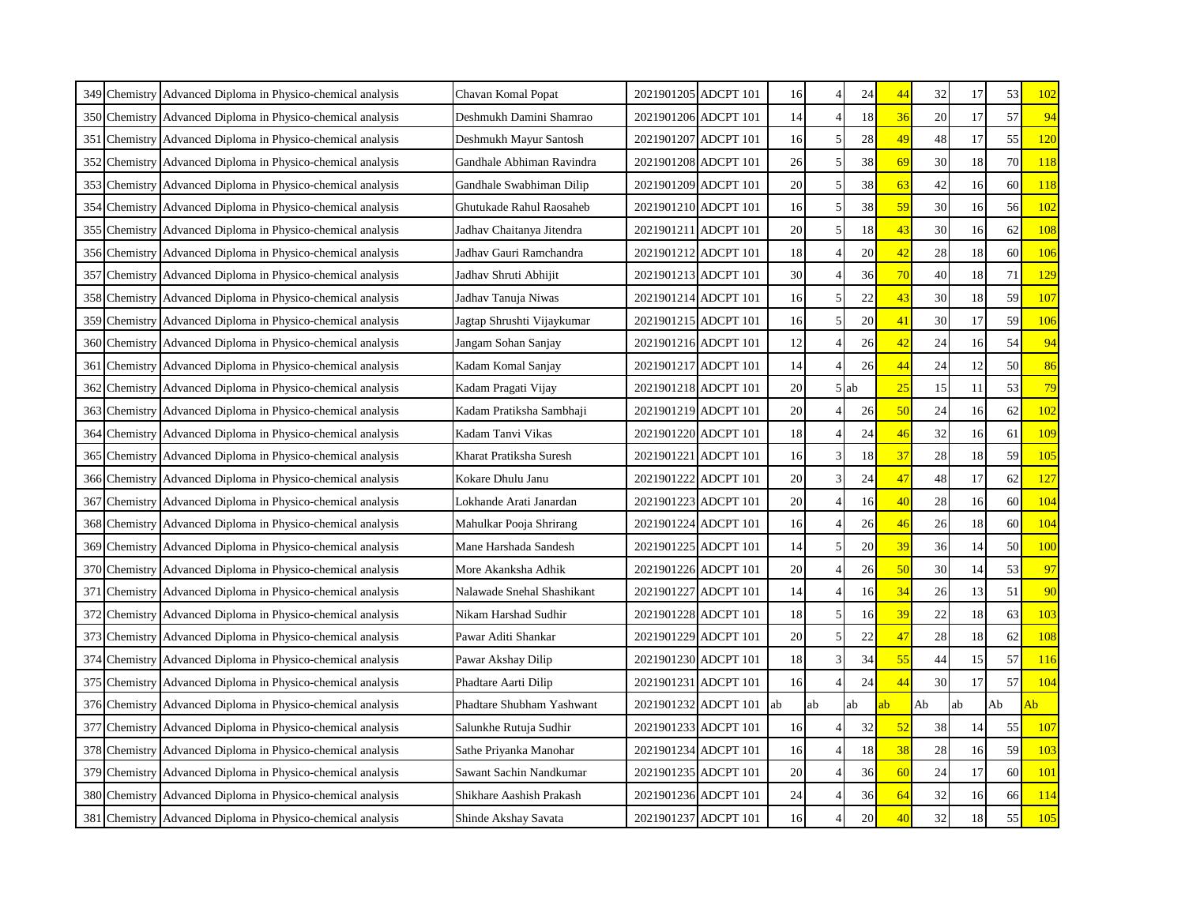| | | | | | | | | | | | | | |
|---|---|---|---|---|---|---|---|---|---|---|---|---|---|
| 349 | Chemistry | Advanced Diploma in Physico-chemical analysis | Chavan Komal Popat | 2021901205 | ADCPT 101 | 16 | 4 | 24 | 44 | 32 | 17 | 53 | 102 |
| 350 | Chemistry | Advanced Diploma in Physico-chemical analysis | Deshmukh Damini Shamrao | 2021901206 | ADCPT 101 | 14 | 4 | 18 | 36 | 20 | 17 | 57 | 94 |
| 351 | Chemistry | Advanced Diploma in Physico-chemical analysis | Deshmukh Mayur Santosh | 2021901207 | ADCPT 101 | 16 | 5 | 28 | 49 | 48 | 17 | 55 | 120 |
| 352 | Chemistry | Advanced Diploma in Physico-chemical analysis | Gandhale Abhiman Ravindra | 2021901208 | ADCPT 101 | 26 | 5 | 38 | 69 | 30 | 18 | 70 | 118 |
| 353 | Chemistry | Advanced Diploma in Physico-chemical analysis | Gandhale Swabhiman Dilip | 2021901209 | ADCPT 101 | 20 | 5 | 38 | 63 | 42 | 16 | 60 | 118 |
| 354 | Chemistry | Advanced Diploma in Physico-chemical analysis | Ghutukade Rahul Raosaheb | 2021901210 | ADCPT 101 | 16 | 5 | 38 | 59 | 30 | 16 | 56 | 102 |
| 355 | Chemistry | Advanced Diploma in Physico-chemical analysis | Jadhav Chaitanya Jitendra | 2021901211 | ADCPT 101 | 20 | 5 | 18 | 43 | 30 | 16 | 62 | 108 |
| 356 | Chemistry | Advanced Diploma in Physico-chemical analysis | Jadhav Gauri Ramchandra | 2021901212 | ADCPT 101 | 18 | 4 | 20 | 42 | 28 | 18 | 60 | 106 |
| 357 | Chemistry | Advanced Diploma in Physico-chemical analysis | Jadhav Shruti Abhijit | 2021901213 | ADCPT 101 | 30 | 4 | 36 | 70 | 40 | 18 | 71 | 129 |
| 358 | Chemistry | Advanced Diploma in Physico-chemical analysis | Jadhav Tanuja Niwas | 2021901214 | ADCPT 101 | 16 | 5 | 22 | 43 | 30 | 18 | 59 | 107 |
| 359 | Chemistry | Advanced Diploma in Physico-chemical analysis | Jagtap Shrushti Vijaykumar | 2021901215 | ADCPT 101 | 16 | 5 | 20 | 41 | 30 | 17 | 59 | 106 |
| 360 | Chemistry | Advanced Diploma in Physico-chemical analysis | Jangam Sohan Sanjay | 2021901216 | ADCPT 101 | 12 | 4 | 26 | 42 | 24 | 16 | 54 | 94 |
| 361 | Chemistry | Advanced Diploma in Physico-chemical analysis | Kadam Komal Sanjay | 2021901217 | ADCPT 101 | 14 | 4 | 26 | 44 | 24 | 12 | 50 | 86 |
| 362 | Chemistry | Advanced Diploma in Physico-chemical analysis | Kadam Pragati Vijay | 2021901218 | ADCPT 101 | 20 | 5 | ab | 25 | 15 | 11 | 53 | 79 |
| 363 | Chemistry | Advanced Diploma in Physico-chemical analysis | Kadam Pratiksha Sambhaji | 2021901219 | ADCPT 101 | 20 | 4 | 26 | 50 | 24 | 16 | 62 | 102 |
| 364 | Chemistry | Advanced Diploma in Physico-chemical analysis | Kadam Tanvi Vikas | 2021901220 | ADCPT 101 | 18 | 4 | 24 | 46 | 32 | 16 | 61 | 109 |
| 365 | Chemistry | Advanced Diploma in Physico-chemical analysis | Kharat Pratiksha Suresh | 2021901221 | ADCPT 101 | 16 | 3 | 18 | 37 | 28 | 18 | 59 | 105 |
| 366 | Chemistry | Advanced Diploma in Physico-chemical analysis | Kokare Dhulu Janu | 2021901222 | ADCPT 101 | 20 | 3 | 24 | 47 | 48 | 17 | 62 | 127 |
| 367 | Chemistry | Advanced Diploma in Physico-chemical analysis | Lokhande Arati Janardan | 2021901223 | ADCPT 101 | 20 | 4 | 16 | 40 | 28 | 16 | 60 | 104 |
| 368 | Chemistry | Advanced Diploma in Physico-chemical analysis | Mahulkar Pooja Shrirang | 2021901224 | ADCPT 101 | 16 | 4 | 26 | 46 | 26 | 18 | 60 | 104 |
| 369 | Chemistry | Advanced Diploma in Physico-chemical analysis | Mane Harshada Sandesh | 2021901225 | ADCPT 101 | 14 | 5 | 20 | 39 | 36 | 14 | 50 | 100 |
| 370 | Chemistry | Advanced Diploma in Physico-chemical analysis | More Akanksha Adhik | 2021901226 | ADCPT 101 | 20 | 4 | 26 | 50 | 30 | 14 | 53 | 97 |
| 371 | Chemistry | Advanced Diploma in Physico-chemical analysis | Nalawade Snehal Shashikant | 2021901227 | ADCPT 101 | 14 | 4 | 16 | 34 | 26 | 13 | 51 | 90 |
| 372 | Chemistry | Advanced Diploma in Physico-chemical analysis | Nikam Harshad Sudhir | 2021901228 | ADCPT 101 | 18 | 5 | 16 | 39 | 22 | 18 | 63 | 103 |
| 373 | Chemistry | Advanced Diploma in Physico-chemical analysis | Pawar Aditi Shankar | 2021901229 | ADCPT 101 | 20 | 5 | 22 | 47 | 28 | 18 | 62 | 108 |
| 374 | Chemistry | Advanced Diploma in Physico-chemical analysis | Pawar Akshay Dilip | 2021901230 | ADCPT 101 | 18 | 3 | 34 | 55 | 44 | 15 | 57 | 116 |
| 375 | Chemistry | Advanced Diploma in Physico-chemical analysis | Phadtare Aarti Dilip | 2021901231 | ADCPT 101 | 16 | 4 | 24 | 44 | 30 | 17 | 57 | 104 |
| 376 | Chemistry | Advanced Diploma in Physico-chemical analysis | Phadtare Shubham Yashwant | 2021901232 | ADCPT 101 | ab | ab | ab | ab | Ab | ab | Ab | Ab |
| 377 | Chemistry | Advanced Diploma in Physico-chemical analysis | Salunkhe Rutuja Sudhir | 2021901233 | ADCPT 101 | 16 | 4 | 32 | 52 | 38 | 14 | 55 | 107 |
| 378 | Chemistry | Advanced Diploma in Physico-chemical analysis | Sathe Priyanka Manohar | 2021901234 | ADCPT 101 | 16 | 4 | 18 | 38 | 28 | 16 | 59 | 103 |
| 379 | Chemistry | Advanced Diploma in Physico-chemical analysis | Sawant Sachin Nandkumar | 2021901235 | ADCPT 101 | 20 | 4 | 36 | 60 | 24 | 17 | 60 | 101 |
| 380 | Chemistry | Advanced Diploma in Physico-chemical analysis | Shikhare Aashish Prakash | 2021901236 | ADCPT 101 | 24 | 4 | 36 | 64 | 32 | 16 | 66 | 114 |
| 381 | Chemistry | Advanced Diploma in Physico-chemical analysis | Shinde Akshay Savata | 2021901237 | ADCPT 101 | 16 | 4 | 20 | 40 | 32 | 18 | 55 | 105 |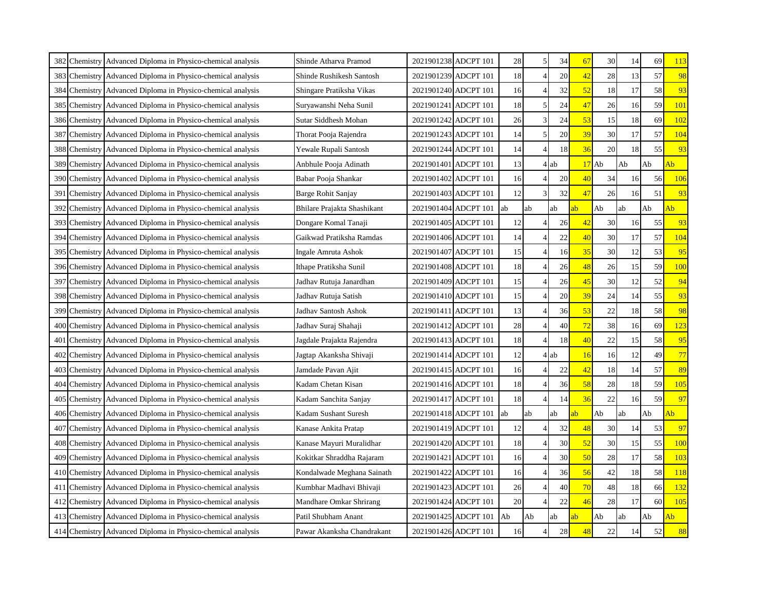| | | | | | | | | | | | | | |
|---|---|---|---|---|---|---|---|---|---|---|---|---|---|
| 382 | Chemistry | Advanced Diploma in Physico-chemical analysis | Shinde Atharva Pramod | 2021901238 | ADCPT 101 | 28 | 5 | 34 | 67 | 30 | 14 | 69 | 113 |
| 383 | Chemistry | Advanced Diploma in Physico-chemical analysis | Shinde Rushikesh Santosh | 2021901239 | ADCPT 101 | 18 | 4 | 20 | 42 | 28 | 13 | 57 | 98 |
| 384 | Chemistry | Advanced Diploma in Physico-chemical analysis | Shingare Pratiksha Vikas | 2021901240 | ADCPT 101 | 16 | 4 | 32 | 52 | 18 | 17 | 58 | 93 |
| 385 | Chemistry | Advanced Diploma in Physico-chemical analysis | Suryawanshi Neha Sunil | 2021901241 | ADCPT 101 | 18 | 5 | 24 | 47 | 26 | 16 | 59 | 101 |
| 386 | Chemistry | Advanced Diploma in Physico-chemical analysis | Sutar Siddhesh Mohan | 2021901242 | ADCPT 101 | 26 | 3 | 24 | 53 | 15 | 18 | 69 | 102 |
| 387 | Chemistry | Advanced Diploma in Physico-chemical analysis | Thorat Pooja Rajendra | 2021901243 | ADCPT 101 | 14 | 5 | 20 | 39 | 30 | 17 | 57 | 104 |
| 388 | Chemistry | Advanced Diploma in Physico-chemical analysis | Yewale Rupali Santosh | 2021901244 | ADCPT 101 | 14 | 4 | 18 | 36 | 20 | 18 | 55 | 93 |
| 389 | Chemistry | Advanced Diploma in Physico-chemical analysis | Anbhule Pooja Adinath | 2021901401 | ADCPT 101 | 13 | 4 | ab | 17 | Ab | Ab | Ab | Ab |
| 390 | Chemistry | Advanced Diploma in Physico-chemical analysis | Babar Pooja Shankar | 2021901402 | ADCPT 101 | 16 | 4 | 20 | 40 | 34 | 16 | 56 | 106 |
| 391 | Chemistry | Advanced Diploma in Physico-chemical analysis | Barge Rohit Sanjay | 2021901403 | ADCPT 101 | 12 | 3 | 32 | 47 | 26 | 16 | 51 | 93 |
| 392 | Chemistry | Advanced Diploma in Physico-chemical analysis | Bhilare Prajakta Shashikant | 2021901404 | ADCPT 101 | ab | ab | ab | ab | Ab | ab | Ab | Ab |
| 393 | Chemistry | Advanced Diploma in Physico-chemical analysis | Dongare Komal Tanaji | 2021901405 | ADCPT 101 | 12 | 4 | 26 | 42 | 30 | 16 | 55 | 93 |
| 394 | Chemistry | Advanced Diploma in Physico-chemical analysis | Gaikwad Pratiksha Ramdas | 2021901406 | ADCPT 101 | 14 | 4 | 22 | 40 | 30 | 17 | 57 | 104 |
| 395 | Chemistry | Advanced Diploma in Physico-chemical analysis | Ingale Amruta Ashok | 2021901407 | ADCPT 101 | 15 | 4 | 16 | 35 | 30 | 12 | 53 | 95 |
| 396 | Chemistry | Advanced Diploma in Physico-chemical analysis | Ithape Pratiksha Sunil | 2021901408 | ADCPT 101 | 18 | 4 | 26 | 48 | 26 | 15 | 59 | 100 |
| 397 | Chemistry | Advanced Diploma in Physico-chemical analysis | Jadhav Rutuja Janardhan | 2021901409 | ADCPT 101 | 15 | 4 | 26 | 45 | 30 | 12 | 52 | 94 |
| 398 | Chemistry | Advanced Diploma in Physico-chemical analysis | Jadhav Rutuja Satish | 2021901410 | ADCPT 101 | 15 | 4 | 20 | 39 | 24 | 14 | 55 | 93 |
| 399 | Chemistry | Advanced Diploma in Physico-chemical analysis | Jadhav Santosh Ashok | 2021901411 | ADCPT 101 | 13 | 4 | 36 | 53 | 22 | 18 | 58 | 98 |
| 400 | Chemistry | Advanced Diploma in Physico-chemical analysis | Jadhav Suraj Shahaji | 2021901412 | ADCPT 101 | 28 | 4 | 40 | 72 | 38 | 16 | 69 | 123 |
| 401 | Chemistry | Advanced Diploma in Physico-chemical analysis | Jagdale Prajakta Rajendra | 2021901413 | ADCPT 101 | 18 | 4 | 18 | 40 | 22 | 15 | 58 | 95 |
| 402 | Chemistry | Advanced Diploma in Physico-chemical analysis | Jagtap Akanksha Shivaji | 2021901414 | ADCPT 101 | 12 | 4 | ab | 16 | 16 | 12 | 49 | 77 |
| 403 | Chemistry | Advanced Diploma in Physico-chemical analysis | Jamdade Pavan Ajit | 2021901415 | ADCPT 101 | 16 | 4 | 22 | 42 | 18 | 14 | 57 | 89 |
| 404 | Chemistry | Advanced Diploma in Physico-chemical analysis | Kadam Chetan Kisan | 2021901416 | ADCPT 101 | 18 | 4 | 36 | 58 | 28 | 18 | 59 | 105 |
| 405 | Chemistry | Advanced Diploma in Physico-chemical analysis | Kadam Sanchita Sanjay | 2021901417 | ADCPT 101 | 18 | 4 | 14 | 36 | 22 | 16 | 59 | 97 |
| 406 | Chemistry | Advanced Diploma in Physico-chemical analysis | Kadam Sushant Suresh | 2021901418 | ADCPT 101 | ab | ab | ab | ab | Ab | ab | Ab | Ab |
| 407 | Chemistry | Advanced Diploma in Physico-chemical analysis | Kanase Ankita Pratap | 2021901419 | ADCPT 101 | 12 | 4 | 32 | 48 | 30 | 14 | 53 | 97 |
| 408 | Chemistry | Advanced Diploma in Physico-chemical analysis | Kanase Mayuri Muralidhar | 2021901420 | ADCPT 101 | 18 | 4 | 30 | 52 | 30 | 15 | 55 | 100 |
| 409 | Chemistry | Advanced Diploma in Physico-chemical analysis | Kokitkar Shraddha Rajaram | 2021901421 | ADCPT 101 | 16 | 4 | 30 | 50 | 28 | 17 | 58 | 103 |
| 410 | Chemistry | Advanced Diploma in Physico-chemical analysis | Kondalwade Meghana Sainath | 2021901422 | ADCPT 101 | 16 | 4 | 36 | 56 | 42 | 18 | 58 | 118 |
| 411 | Chemistry | Advanced Diploma in Physico-chemical analysis | Kumbhar Madhavi Bhivaji | 2021901423 | ADCPT 101 | 26 | 4 | 40 | 70 | 48 | 18 | 66 | 132 |
| 412 | Chemistry | Advanced Diploma in Physico-chemical analysis | Mandhare Omkar Shrirang | 2021901424 | ADCPT 101 | 20 | 4 | 22 | 46 | 28 | 17 | 60 | 105 |
| 413 | Chemistry | Advanced Diploma in Physico-chemical analysis | Patil Shubham Anant | 2021901425 | ADCPT 101 | Ab | Ab | ab | ab | Ab | ab | Ab | Ab |
| 414 | Chemistry | Advanced Diploma in Physico-chemical analysis | Pawar Akanksha Chandrakant | 2021901426 | ADCPT 101 | 16 | 4 | 28 | 48 | 22 | 14 | 52 | 88 |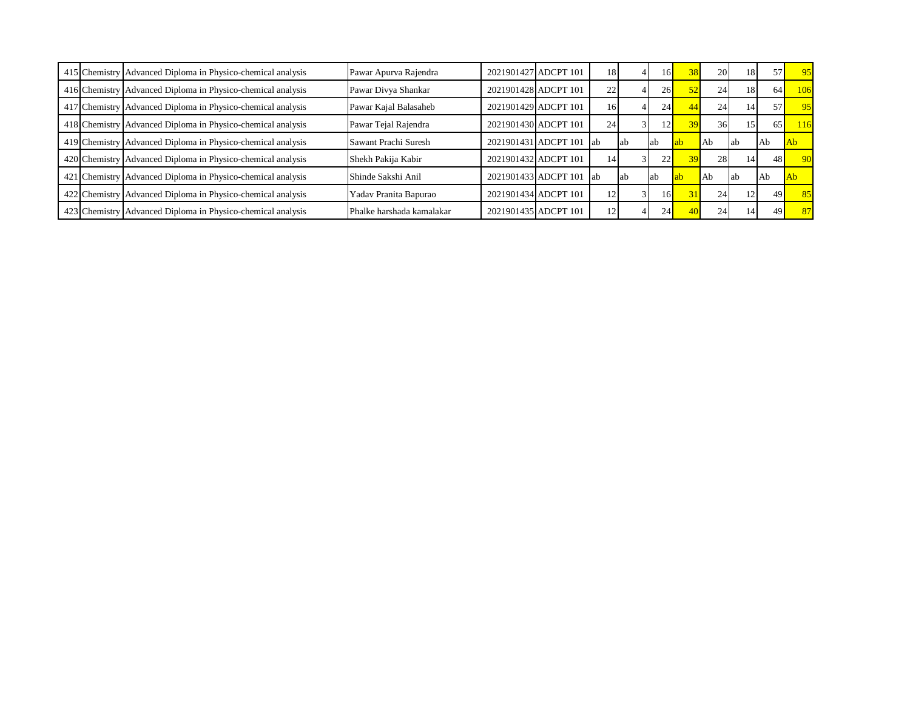| | | | | | | | | | | | | | |
|---|---|---|---|---|---|---|---|---|---|---|---|---|---|
| 415 | Chemistry | Advanced Diploma in Physico-chemical analysis | Pawar Apurva Rajendra | 2021901427 | ADCPT 101 | 18 | 4 | 16 | 38 | 20 | 18 | 57 | 95 |
| 416 | Chemistry | Advanced Diploma in Physico-chemical analysis | Pawar Divya Shankar | 2021901428 | ADCPT 101 | 22 | 4 | 26 | 52 | 24 | 18 | 64 | 106 |
| 417 | Chemistry | Advanced Diploma in Physico-chemical analysis | Pawar Kajal Balasaheb | 2021901429 | ADCPT 101 | 16 | 4 | 24 | 44 | 24 | 14 | 57 | 95 |
| 418 | Chemistry | Advanced Diploma in Physico-chemical analysis | Pawar Tejal Rajendra | 2021901430 | ADCPT 101 | 24 | 3 | 12 | 39 | 36 | 15 | 65 | 116 |
| 419 | Chemistry | Advanced Diploma in Physico-chemical analysis | Sawant Prachi Suresh | 2021901431 | ADCPT 101 | ab | ab | ab | ab | Ab | ab | Ab | Ab |
| 420 | Chemistry | Advanced Diploma in Physico-chemical analysis | Shekh Pakija Kabir | 2021901432 | ADCPT 101 | 14 | 3 | 22 | 39 | 28 | 14 | 48 | 90 |
| 421 | Chemistry | Advanced Diploma in Physico-chemical analysis | Shinde Sakshi Anil | 2021901433 | ADCPT 101 | ab | ab | ab | ab | Ab | ab | Ab | Ab |
| 422 | Chemistry | Advanced Diploma in Physico-chemical analysis | Yadav Pranita Bapurao | 2021901434 | ADCPT 101 | 12 | 3 | 16 | 31 | 24 | 12 | 49 | 85 |
| 423 | Chemistry | Advanced Diploma in Physico-chemical analysis | Phalke harshada kamalakar | 2021901435 | ADCPT 101 | 12 | 4 | 24 | 40 | 24 | 14 | 49 | 87 |